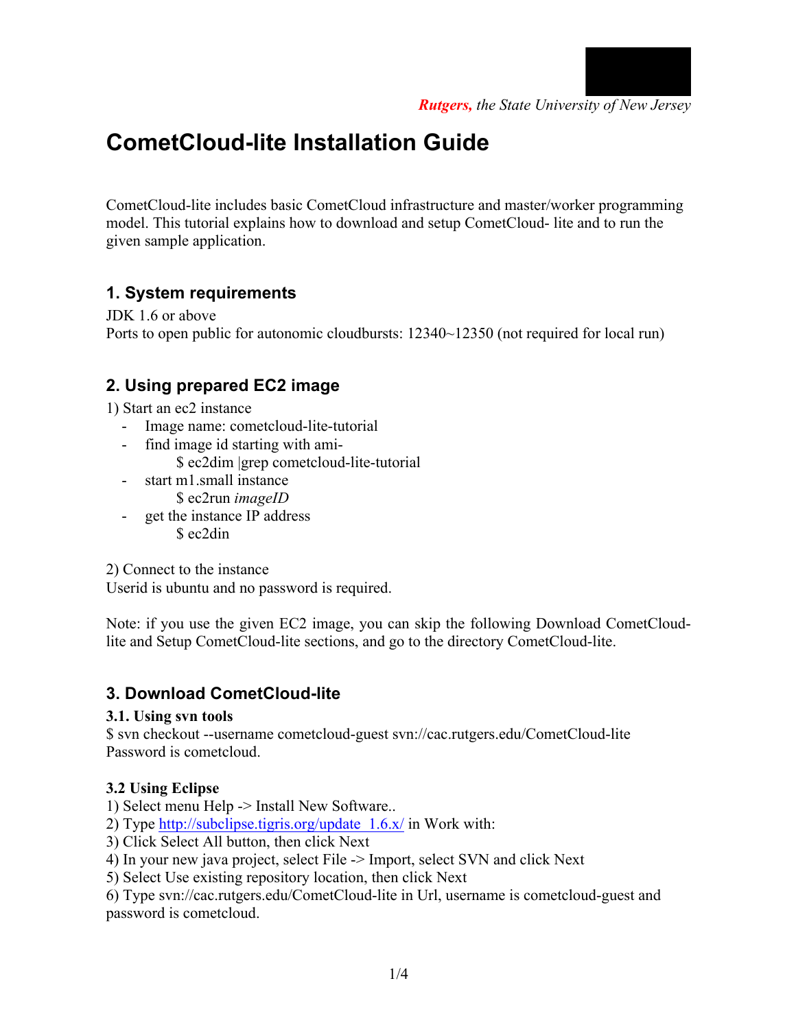*Rutgers, the State University of New Jersey*

# CometCloud-lite Installation Guide

CometCloud-lite includes basic CometCloud infrastructure and master/worker programming model. This tutorial explains how to download and setup CometCloud- lite and to run the given sample application.

## 1. System requirements

JDK 1.6 or above
Ports to open public for autonomic cloudbursts: 12340~12350 (not required for local run)

## 2. Using prepared EC2 image

1) Start an ec2 instance

- Image name: cometcloud-lite-tutorial
- find image id starting with ami-
  $ ec2dim |grep cometcloud-lite-tutorial
- start m1.small instance
  $ ec2run *imageID*
- get the instance IP address
  $ ec2din

2) Connect to the instance
Userid is ubuntu and no password is required.

Note: if you use the given EC2 image, you can skip the following Download CometCloud-lite and Setup CometCloud-lite sections, and go to the directory CometCloud-lite.

## 3. Download CometCloud-lite

### 3.1. Using svn tools

$ svn checkout --username cometcloud-guest svn://cac.rutgers.edu/CometCloud-lite
Password is cometcloud.

### 3.2 Using Eclipse

1) Select menu Help -> Install New Software..
2) Type http://subclipse.tigris.org/update_1.6.x/ in Work with:
3) Click Select All button, then click Next
4) In your new java project, select File -> Import, select SVN and click Next
5) Select Use existing repository location, then click Next
6) Type svn://cac.rutgers.edu/CometCloud-lite in Url, username is cometcloud-guest and password is cometcloud.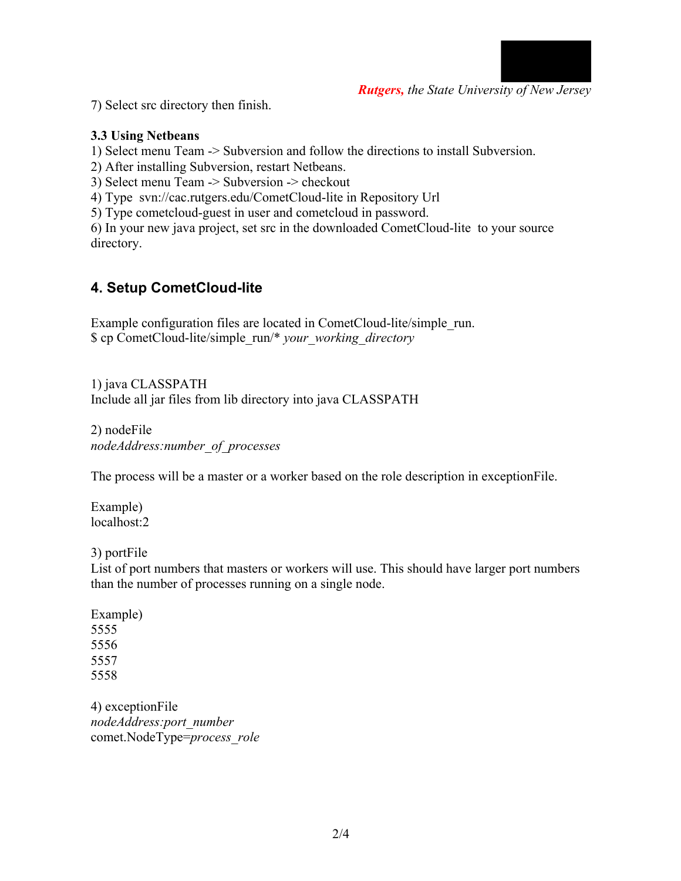7) Select src directory then finish.

### 3.3 Using Netbeans

1) Select menu Team -> Subversion and follow the directions to install Subversion.
2) After installing Subversion, restart Netbeans.
3) Select menu Team -> Subversion -> checkout
4) Type svn://cac.rutgers.edu/CometCloud-lite in Repository Url
5) Type cometcloud-guest in user and cometcloud in password.
6) In your new java project, set src in the downloaded CometCloud-lite to your source directory.

## 4. Setup CometCloud-lite

Example configuration files are located in CometCloud-lite/simple_run.
$ cp CometCloud-lite/simple_run/* *your_working_directory*

1) java CLASSPATH
Include all jar files from lib directory into java CLASSPATH

2) nodeFile
*nodeAddress:number_of_processes*

The process will be a master or a worker based on the role description in exceptionFile.

Example)
localhost:2

3) portFile
List of port numbers that masters or workers will use. This should have larger port numbers than the number of processes running on a single node.

Example)
5555
5556
5557
5558

4) exceptionFile
*nodeAddress:port_number*
comet.NodeType=*process_role*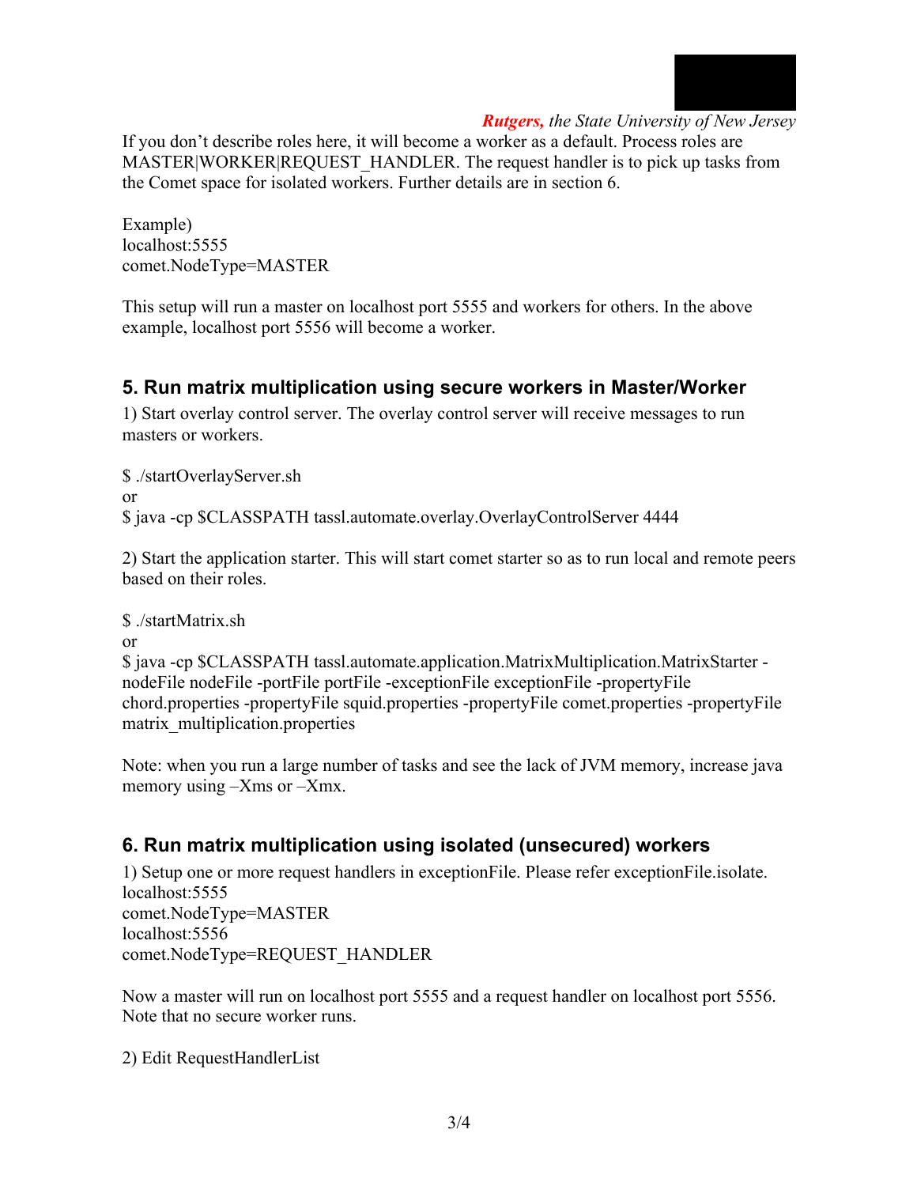If you don't describe roles here, it will become a worker as a default. Process roles are MASTER|WORKER|REQUEST_HANDLER. The request handler is to pick up tasks from the Comet space for isolated workers. Further details are in section 6.

Example)
localhost:5555
comet.NodeType=MASTER

This setup will run a master on localhost port 5555 and workers for others. In the above example, localhost port 5556 will become a worker.

## 5. Run matrix multiplication using secure workers in Master/Worker

1) Start overlay control server. The overlay control server will receive messages to run masters or workers.

```
$ ./startOverlayServer.sh
```
or
```
$ java -cp $CLASSPATH tassl.automate.overlay.OverlayControlServer 4444
```

2) Start the application starter. This will start comet starter so as to run local and remote peers based on their roles.

```
$ ./startMatrix.sh
```
or
```
$ java -cp $CLASSPATH tassl.automate.application.MatrixMultiplication.MatrixStarter -nodeFile nodeFile -portFile portFile -exceptionFile exceptionFile -propertyFile chord.properties -propertyFile squid.properties -propertyFile comet.properties -propertyFile matrix_multiplication.properties
```

Note: when you run a large number of tasks and see the lack of JVM memory, increase java memory using –Xms or –Xmx.

## 6. Run matrix multiplication using isolated (unsecured) workers

1) Setup one or more request handlers in exceptionFile. Please refer exceptionFile.isolate.

```
localhost:5555
comet.NodeType=MASTER
localhost:5556
comet.NodeType=REQUEST_HANDLER
```

Now a master will run on localhost port 5555 and a request handler on localhost port 5556. Note that no secure worker runs.

2) Edit RequestHandlerList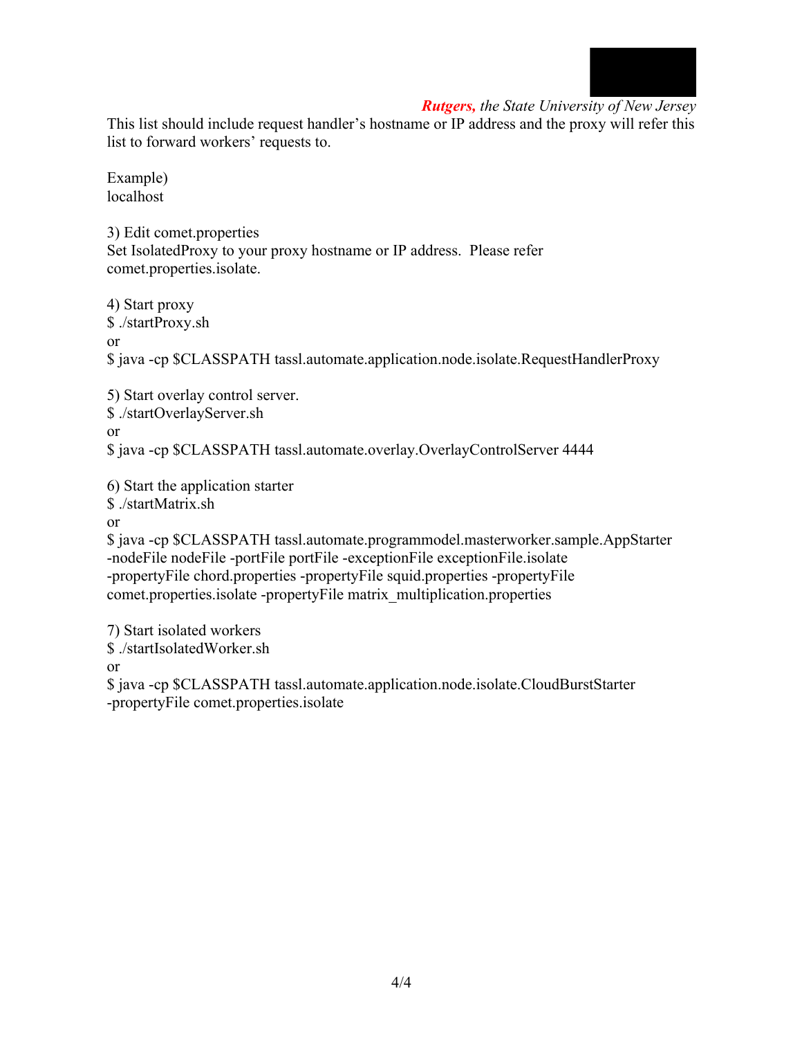This list should include request handler's hostname or IP address and the proxy will refer this list to forward workers' requests to.

Example)
localhost

3) Edit comet.properties
Set IsolatedProxy to your proxy hostname or IP address. Please refer comet.properties.isolate.

4) Start proxy

```
$ ./startProxy.sh
```

or

```
$ java -cp $CLASSPATH tassl.automate.application.node.isolate.RequestHandlerProxy
```

5) Start overlay control server.

```
$ ./startOverlayServer.sh
```

or

```
$ java -cp $CLASSPATH tassl.automate.overlay.OverlayControlServer 4444
```

6) Start the application starter

```
$ ./startMatrix.sh
```

or

```
$ java -cp $CLASSPATH tassl.automate.programmodel.masterworker.sample.AppStarter
-nodeFile nodeFile -portFile portFile -exceptionFile exceptionFile.isolate
-propertyFile chord.properties -propertyFile squid.properties -propertyFile
comet.properties.isolate -propertyFile matrix_multiplication.properties
```

7) Start isolated workers

```
$ ./startIsolatedWorker.sh
```

or

```
$ java -cp $CLASSPATH tassl.automate.application.node.isolate.CloudBurstStarter
-propertyFile comet.properties.isolate
```